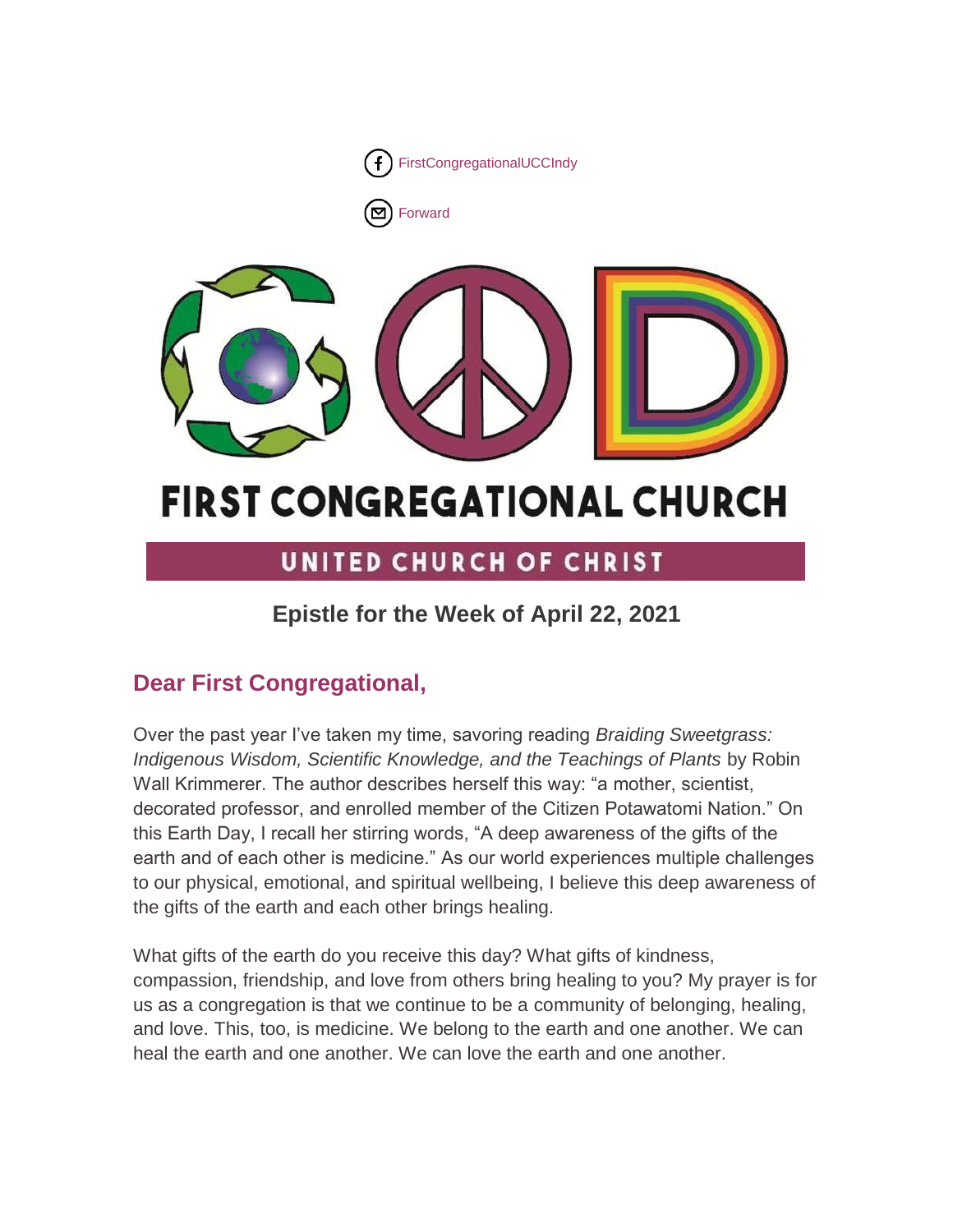FirstCongregationalUCCIndy

Forward

# FIRST CONGREGATIONAL CHURCH

UNITED CHURCH OF CHRIST

## Epistle for the Week of April 22, 2021

### Dear First Congregational,

Over the past year I've taken my time, savoring reading *Braiding Sweetgrass: Indigenous Wisdom, Scientific Knowledge, and the Teachings of Plants* by Robin Wall Krimmerer. The author describes herself this way: "a mother, scientist, decorated professor, and enrolled member of the Citizen Potawatomi Nation." On this Earth Day, I recall her stirring words, "A deep awareness of the gifts of the earth and of each other is medicine." As our world experiences multiple challenges to our physical, emotional, and spiritual wellbeing, I believe this deep awareness of the gifts of the earth and each other brings healing.

What gifts of the earth do you receive this day? What gifts of kindness, compassion, friendship, and love from others bring healing to you? My prayer is for us as a congregation is that we continue to be a community of belonging, healing, and love. This, too, is medicine. We belong to the earth and one another. We can heal the earth and one another. We can love the earth and one another.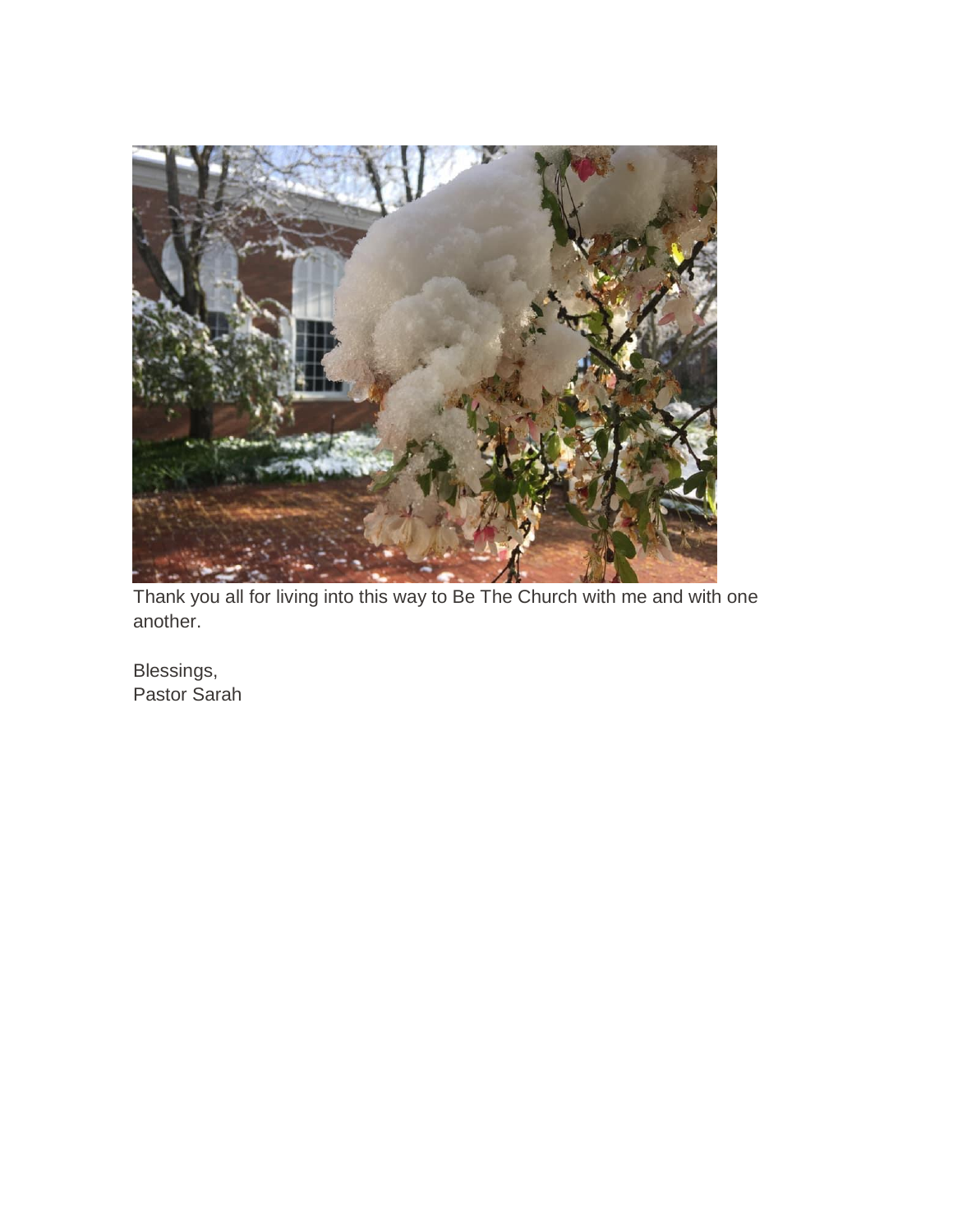Thank you all for living into this way to Be The Church with me and with one another.

Blessings,
Pastor Sarah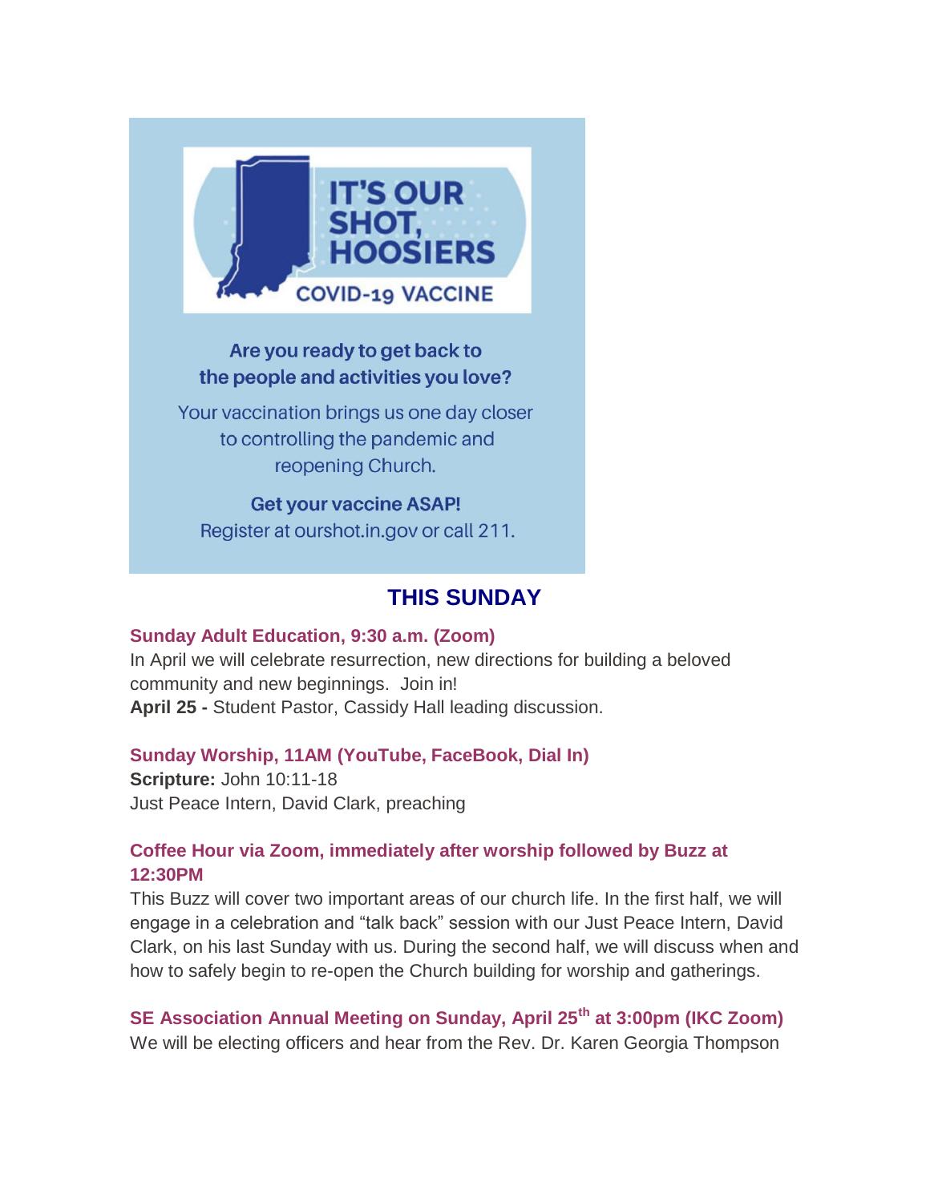IT'S OUR SHOT, HOOSIERS

COVID-19 VACCINE

**Are you ready to get back to the people and activities you love?**

Your vaccination brings us one day closer to controlling the pandemic and reopening Church.

**Get your vaccine ASAP!**

Register at ourshot.in.gov or call 211.

## THIS SUNDAY

### Sunday Adult Education, 9:30 a.m. (Zoom)

In April we will celebrate resurrection, new directions for building a beloved community and new beginnings. Join in!

**April 25 -** Student Pastor, Cassidy Hall leading discussion.

### Sunday Worship, 11AM (YouTube, FaceBook, Dial In)

**Scripture:** John 10:11-18

Just Peace Intern, David Clark, preaching

### Coffee Hour via Zoom, immediately after worship followed by Buzz at 12:30PM

This Buzz will cover two important areas of our church life. In the first half, we will engage in a celebration and "talk back" session with our Just Peace Intern, David Clark, on his last Sunday with us. During the second half, we will discuss when and how to safely begin to re-open the Church building for worship and gatherings.

### SE Association Annual Meeting on Sunday, April 25th at 3:00pm (IKC Zoom)

We will be electing officers and hear from the Rev. Dr. Karen Georgia Thompson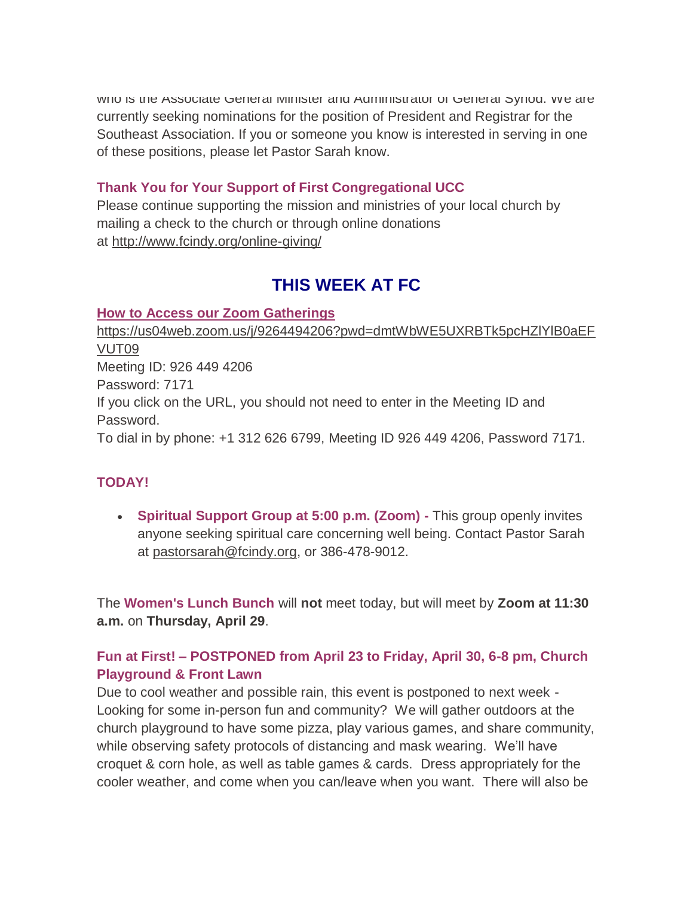who is the Associate General Minister and Administrator of General Synod. We are currently seeking nominations for the position of President and Registrar for the Southeast Association. If you or someone you know is interested in serving in one of these positions, please let Pastor Sarah know.

**Thank You for Your Support of First Congregational UCC**

Please continue supporting the mission and ministries of your local church by mailing a check to the church or through online donations at http://www.fcindy.org/online-giving/

## THIS WEEK AT FC

**How to Access our Zoom Gatherings**

https://us04web.zoom.us/j/9264494206?pwd=dmtWbWE5UXRBTk5pcHZlYlB0aEFVUT09
Meeting ID: 926 449 4206
Password: 7171
If you click on the URL, you should not need to enter in the Meeting ID and Password.
To dial in by phone: +1 312 626 6799, Meeting ID 926 449 4206, Password 7171.

**TODAY!**

- **Spiritual Support Group at 5:00 p.m. (Zoom) -** This group openly invites anyone seeking spiritual care concerning well being. Contact Pastor Sarah at pastorsarah@fcindy.org, or 386-478-9012.

The **Women's Lunch Bunch** will **not** meet today, but will meet by **Zoom at 11:30 a.m.** on **Thursday, April 29**.

**Fun at First! – POSTPONED from April 23 to Friday, April 30, 6-8 pm, Church Playground & Front Lawn**

Due to cool weather and possible rain, this event is postponed to next week - Looking for some in-person fun and community? We will gather outdoors at the church playground to have some pizza, play various games, and share community, while observing safety protocols of distancing and mask wearing. We'll have croquet & corn hole, as well as table games & cards. Dress appropriately for the cooler weather, and come when you can/leave when you want. There will also be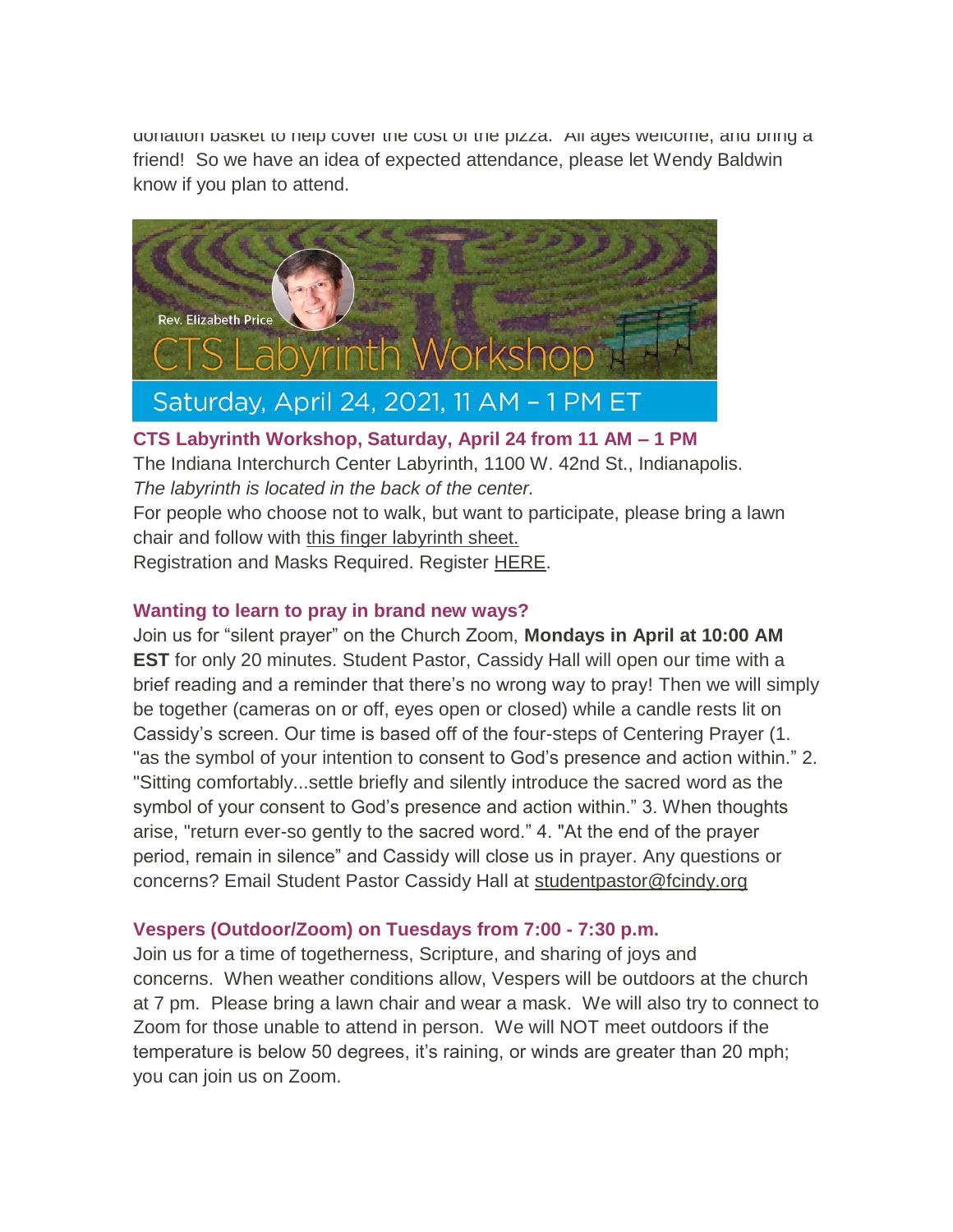donation basket to help cover the cost of the pizza. All ages welcome, and bring a friend! So we have an idea of expected attendance, please let Wendy Baldwin know if you plan to attend.

Rev. Elizabeth Price

CTS Labyrinth Workshop

Saturday, April 24, 2021, 11 AM – 1 PM ET

**CTS Labyrinth Workshop, Saturday, April 24 from 11 AM – 1 PM**

The Indiana Interchurch Center Labyrinth, 1100 W. 42nd St., Indianapolis.

*The labyrinth is located in the back of the center.*

For people who choose not to walk, but want to participate, please bring a lawn chair and follow with this finger labyrinth sheet.

Registration and Masks Required. Register HERE.

**Wanting to learn to pray in brand new ways?**

Join us for "silent prayer" on the Church Zoom, **Mondays in April at 10:00 AM EST** for only 20 minutes. Student Pastor, Cassidy Hall will open our time with a brief reading and a reminder that there's no wrong way to pray! Then we will simply be together (cameras on or off, eyes open or closed) while a candle rests lit on Cassidy's screen. Our time is based off of the four-steps of Centering Prayer (1. "as the symbol of your intention to consent to God's presence and action within." 2. "Sitting comfortably...settle briefly and silently introduce the sacred word as the symbol of your consent to God's presence and action within." 3. When thoughts arise, "return ever-so gently to the sacred word." 4. "At the end of the prayer period, remain in silence" and Cassidy will close us in prayer. Any questions or concerns? Email Student Pastor Cassidy Hall at studentpastor@fcindy.org

**Vespers (Outdoor/Zoom) on Tuesdays from 7:00 - 7:30 p.m.**

Join us for a time of togetherness, Scripture, and sharing of joys and concerns. When weather conditions allow, Vespers will be outdoors at the church at 7 pm. Please bring a lawn chair and wear a mask. We will also try to connect to Zoom for those unable to attend in person. We will NOT meet outdoors if the temperature is below 50 degrees, it's raining, or winds are greater than 20 mph; you can join us on Zoom.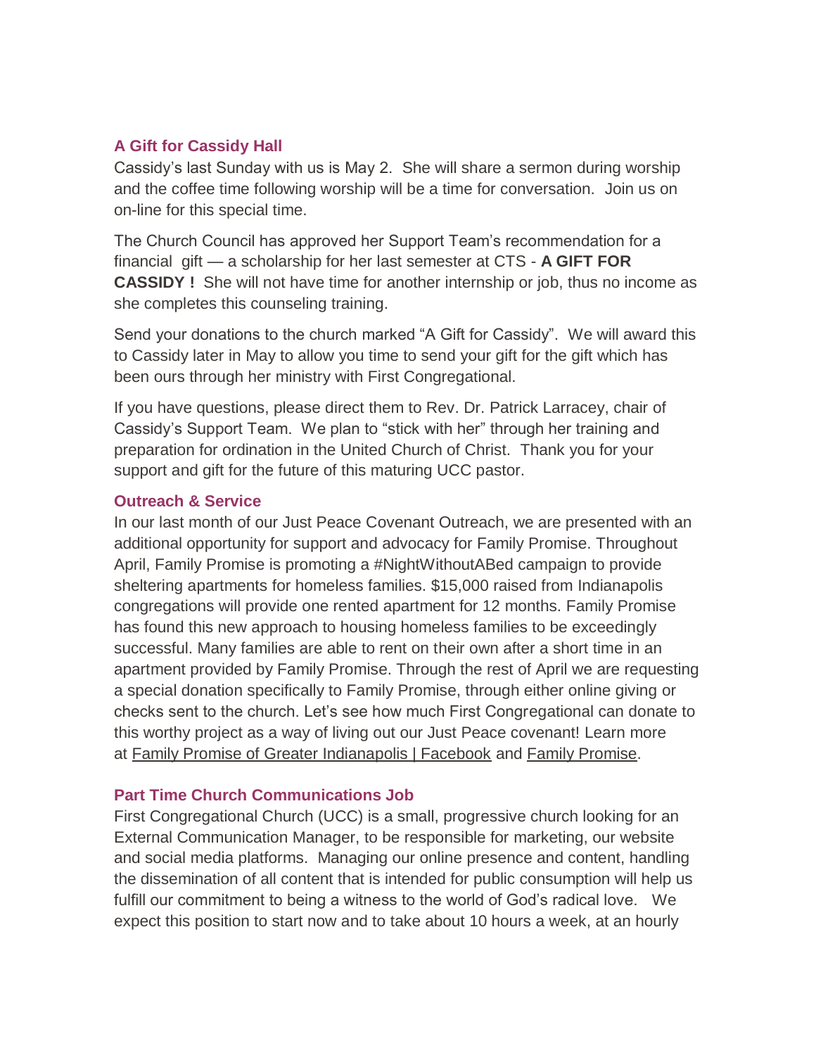### A Gift for Cassidy Hall

Cassidy's last Sunday with us is May 2. She will share a sermon during worship and the coffee time following worship will be a time for conversation. Join us on on-line for this special time.

The Church Council has approved her Support Team's recommendation for a financial gift — a scholarship for her last semester at CTS - **A GIFT FOR CASSIDY !** She will not have time for another internship or job, thus no income as she completes this counseling training.

Send your donations to the church marked "A Gift for Cassidy". We will award this to Cassidy later in May to allow you time to send your gift for the gift which has been ours through her ministry with First Congregational.

If you have questions, please direct them to Rev. Dr. Patrick Larracey, chair of Cassidy's Support Team. We plan to "stick with her" through her training and preparation for ordination in the United Church of Christ. Thank you for your support and gift for the future of this maturing UCC pastor.

### Outreach & Service

In our last month of our Just Peace Covenant Outreach, we are presented with an additional opportunity for support and advocacy for Family Promise. Throughout April, Family Promise is promoting a #NightWithoutABed campaign to provide sheltering apartments for homeless families. $15,000 raised from Indianapolis congregations will provide one rented apartment for 12 months. Family Promise has found this new approach to housing homeless families to be exceedingly successful. Many families are able to rent on their own after a short time in an apartment provided by Family Promise. Through the rest of April we are requesting a special donation specifically to Family Promise, through either online giving or checks sent to the church. Let's see how much First Congregational can donate to this worthy project as a way of living out our Just Peace covenant! Learn more at Family Promise of Greater Indianapolis | Facebook and Family Promise.

### Part Time Church Communications Job

First Congregational Church (UCC) is a small, progressive church looking for an External Communication Manager, to be responsible for marketing, our website and social media platforms. Managing our online presence and content, handling the dissemination of all content that is intended for public consumption will help us fulfill our commitment to being a witness to the world of God's radical love. We expect this position to start now and to take about 10 hours a week, at an hourly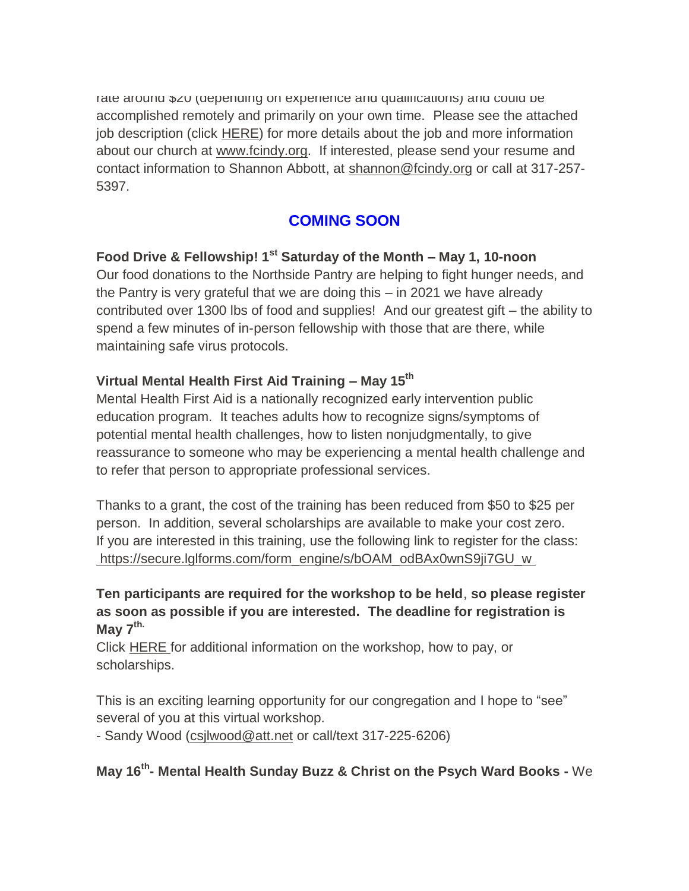rate around $20 (depending on experience and qualifications) and could be accomplished remotely and primarily on your own time. Please see the attached job description (click HERE) for more details about the job and more information about our church at www.fcindy.org. If interested, please send your resume and contact information to Shannon Abbott, at shannon@fcindy.org or call at 317-257-5397.

## COMING SOON

**Food Drive & Fellowship! 1st Saturday of the Month – May 1, 10-noon**
Our food donations to the Northside Pantry are helping to fight hunger needs, and the Pantry is very grateful that we are doing this – in 2021 we have already contributed over 1300 lbs of food and supplies! And our greatest gift – the ability to spend a few minutes of in-person fellowship with those that are there, while maintaining safe virus protocols.

**Virtual Mental Health First Aid Training – May 15th**
Mental Health First Aid is a nationally recognized early intervention public education program. It teaches adults how to recognize signs/symptoms of potential mental health challenges, how to listen nonjudgmentally, to give reassurance to someone who may be experiencing a mental health challenge and to refer that person to appropriate professional services.

Thanks to a grant, the cost of the training has been reduced from $50 to $25 per person. In addition, several scholarships are available to make your cost zero. If you are interested in this training, use the following link to register for the class: https://secure.lglforms.com/form_engine/s/bOAM_odBAx0wnS9ji7GU_w

**Ten participants are required for the workshop to be held**, **so please register as soon as possible if you are interested. The deadline for registration is May 7th.**
Click HERE for additional information on the workshop, how to pay, or scholarships.

This is an exciting learning opportunity for our congregation and I hope to "see" several of you at this virtual workshop.
- Sandy Wood (csjlwood@att.net or call/text 317-225-6206)

**May 16th- Mental Health Sunday Buzz & Christ on the Psych Ward Books -** We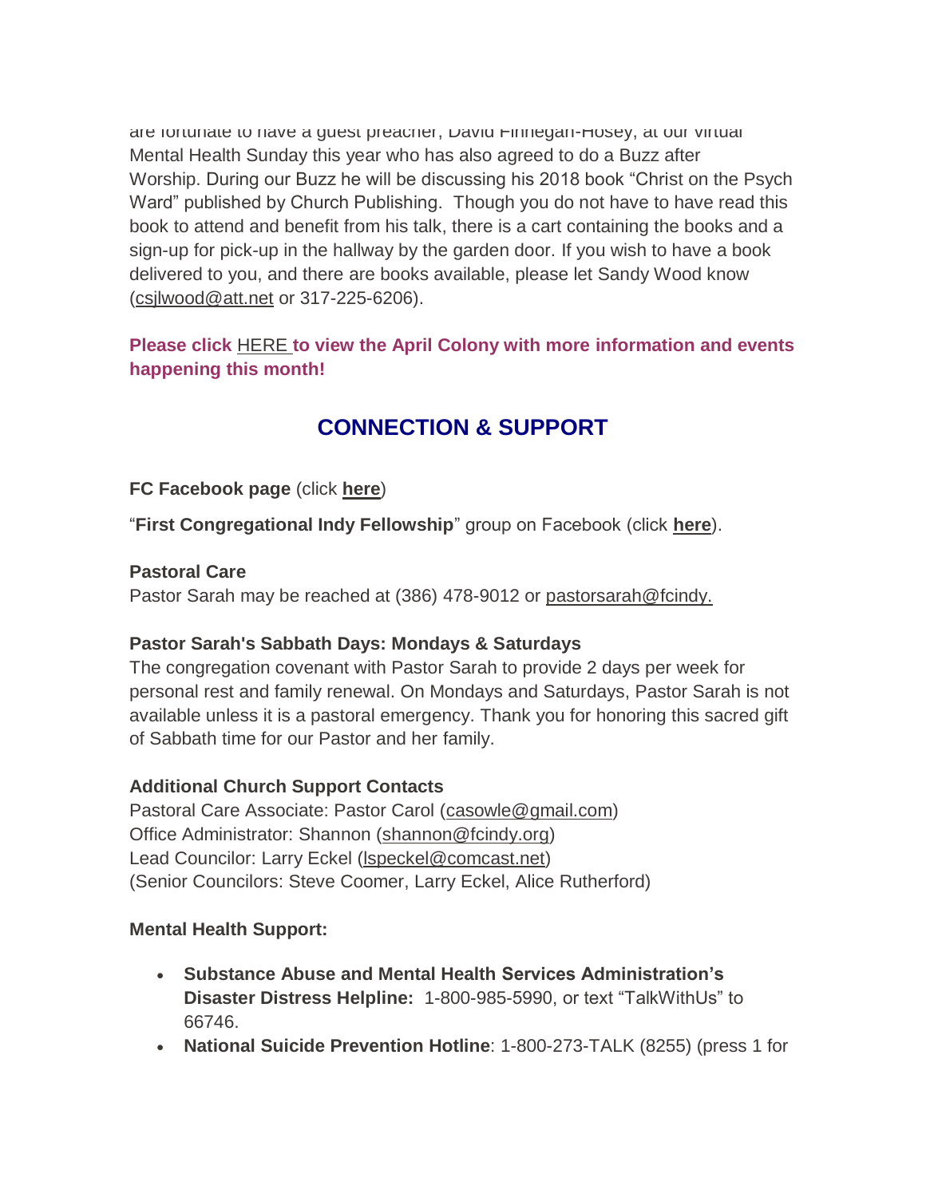are fortunate to have a guest preacher, David Finnegan-Hosey, at our virtual Mental Health Sunday this year who has also agreed to do a Buzz after Worship. During our Buzz he will be discussing his 2018 book "Christ on the Psych Ward" published by Church Publishing. Though you do not have to have read this book to attend and benefit from his talk, there is a cart containing the books and a sign-up for pick-up in the hallway by the garden door. If you wish to have a book delivered to you, and there are books available, please let Sandy Wood know (csjlwood@att.net or 317-225-6206).

**Please click HERE to view the April Colony with more information and events happening this month!**

## CONNECTION & SUPPORT

**FC Facebook page** (click **here**)

"**First Congregational Indy Fellowship**" group on Facebook (click **here**).

**Pastoral Care**
Pastor Sarah may be reached at (386) 478-9012 or pastorsarah@fcindy.

**Pastor Sarah's Sabbath Days: Mondays & Saturdays**
The congregation covenant with Pastor Sarah to provide 2 days per week for personal rest and family renewal. On Mondays and Saturdays, Pastor Sarah is not available unless it is a pastoral emergency. Thank you for honoring this sacred gift of Sabbath time for our Pastor and her family.

**Additional Church Support Contacts**
Pastoral Care Associate: Pastor Carol (casowle@gmail.com)
Office Administrator: Shannon (shannon@fcindy.org)
Lead Councilor: Larry Eckel (lspeckel@comcast.net)
(Senior Councilors: Steve Coomer, Larry Eckel, Alice Rutherford)

**Mental Health Support:**

- **Substance Abuse and Mental Health Services Administration's Disaster Distress Helpline:** 1-800-985-5990, or text "TalkWithUs" to 66746.
- **National Suicide Prevention Hotline**: 1-800-273-TALK (8255) (press 1 for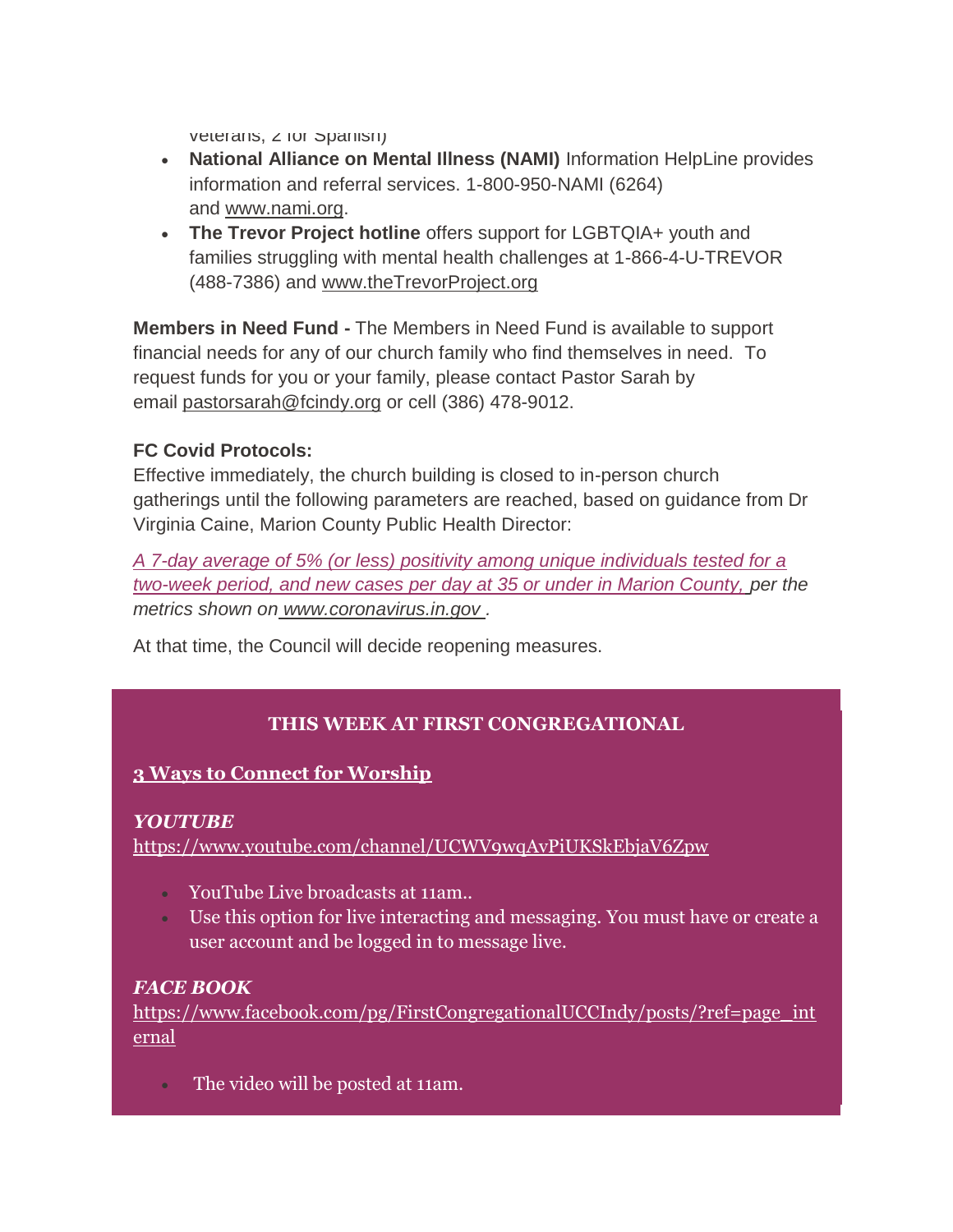veterans, 2 for Spanish)

- **National Alliance on Mental Illness (NAMI)** Information HelpLine provides information and referral services. 1-800-950-NAMI (6264) and www.nami.org.
- **The Trevor Project hotline** offers support for LGBTQIA+ youth and families struggling with mental health challenges at 1-866-4-U-TREVOR (488-7386) and www.theTrevorProject.org

**Members in Need Fund -** The Members in Need Fund is available to support financial needs for any of our church family who find themselves in need. To request funds for you or your family, please contact Pastor Sarah by email pastorsarah@fcindy.org or cell (386) 478-9012.

**FC Covid Protocols:**
Effective immediately, the church building is closed to in-person church gatherings until the following parameters are reached, based on guidance from Dr Virginia Caine, Marion County Public Health Director:

*A 7-day average of 5% (or less) positivity among unique individuals tested for a two-week period, and new cases per day at 35 or under in Marion County, per the metrics shown on www.coronavirus.in.gov .*

At that time, the Council will decide reopening measures.

**THIS WEEK AT FIRST CONGREGATIONAL**

**3 Ways to Connect for Worship**

***YOUTUBE***
https://www.youtube.com/channel/UCWV9wqAvPiUKSkEbjaV6Zpw

- YouTube Live broadcasts at 11am..
- Use this option for live interacting and messaging. You must have or create a user account and be logged in to message live.

***FACE BOOK***
https://www.facebook.com/pg/FirstCongregationalUCCIndy/posts/?ref=page_internal

- The video will be posted at 11am.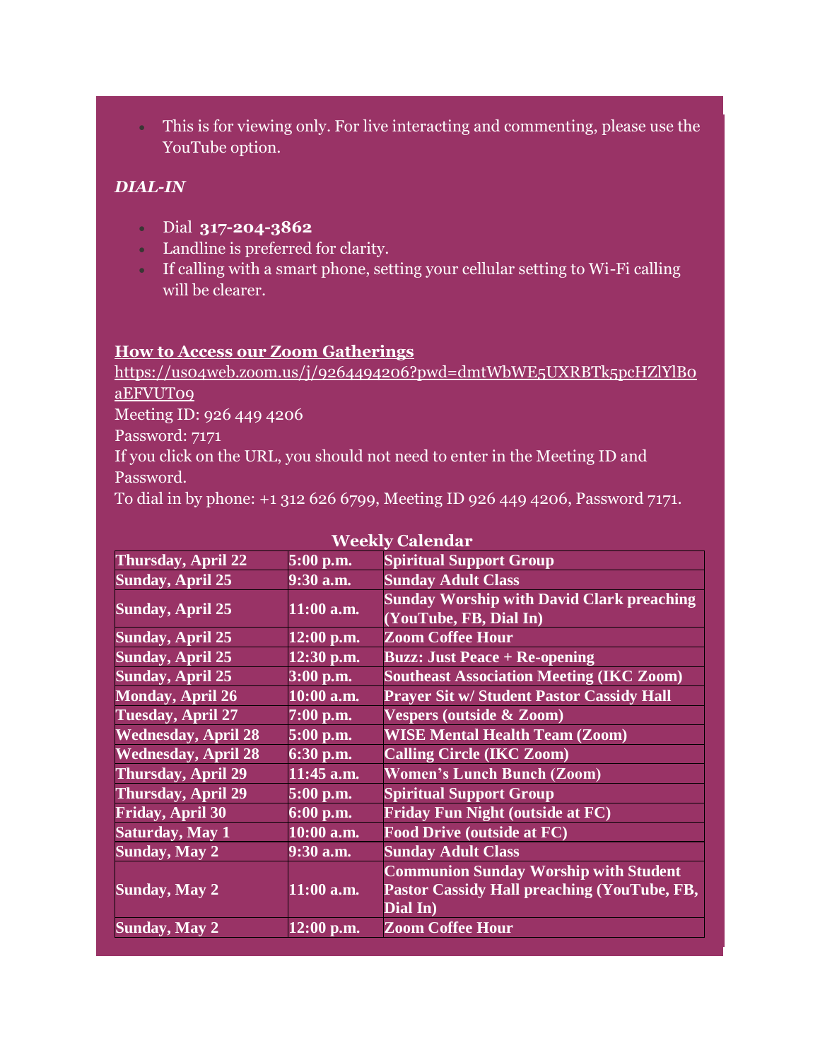- This is for viewing only. For live interacting and commenting, please use the YouTube option.

***DIAL-IN***

- Dial **317-204-3862**
- Landline is preferred for clarity.
- If calling with a smart phone, setting your cellular setting to Wi-Fi calling will be clearer.

**How to Access our Zoom Gatherings**

https://us04web.zoom.us/j/9264494206?pwd=dmtWbWE5UXRBTk5pcHZlYlB0aEFVUT09

Meeting ID: 926 449 4206

Password: 7171

If you click on the URL, you should not need to enter in the Meeting ID and Password.

To dial in by phone: +1 312 626 6799, Meeting ID 926 449 4206, Password 7171.

**Weekly Calendar**

| | | |
|---|---|---|
| **Thursday, April 22** | **5:00 p.m.** | **Spiritual Support Group** |
| **Sunday, April 25** | **9:30 a.m.** | **Sunday Adult Class** |
| **Sunday, April 25** | **11:00 a.m.** | **Sunday Worship with David Clark preaching (YouTube, FB, Dial In)** |
| **Sunday, April 25** | **12:00 p.m.** | **Zoom Coffee Hour** |
| **Sunday, April 25** | **12:30 p.m.** | **Buzz: Just Peace + Re-opening** |
| **Sunday, April 25** | **3:00 p.m.** | **Southeast Association Meeting (IKC Zoom)** |
| **Monday, April 26** | **10:00 a.m.** | **Prayer Sit w/ Student Pastor Cassidy Hall** |
| **Tuesday, April 27** | **7:00 p.m.** | **Vespers (outside & Zoom)** |
| **Wednesday, April 28** | **5:00 p.m.** | **WISE Mental Health Team (Zoom)** |
| **Wednesday, April 28** | **6:30 p.m.** | **Calling Circle (IKC Zoom)** |
| **Thursday, April 29** | **11:45 a.m.** | **Women's Lunch Bunch (Zoom)** |
| **Thursday, April 29** | **5:00 p.m.** | **Spiritual Support Group** |
| **Friday, April 30** | **6:00 p.m.** | **Friday Fun Night (outside at FC)** |
| **Saturday, May 1** | **10:00 a.m.** | **Food Drive (outside at FC)** |
| **Sunday, May 2** | **9:30 a.m.** | **Sunday Adult Class** |
| **Sunday, May 2** | **11:00 a.m.** | **Communion Sunday Worship with Student Pastor Cassidy Hall preaching (YouTube, FB, Dial In)** |
| **Sunday, May 2** | **12:00 p.m.** | **Zoom Coffee Hour** |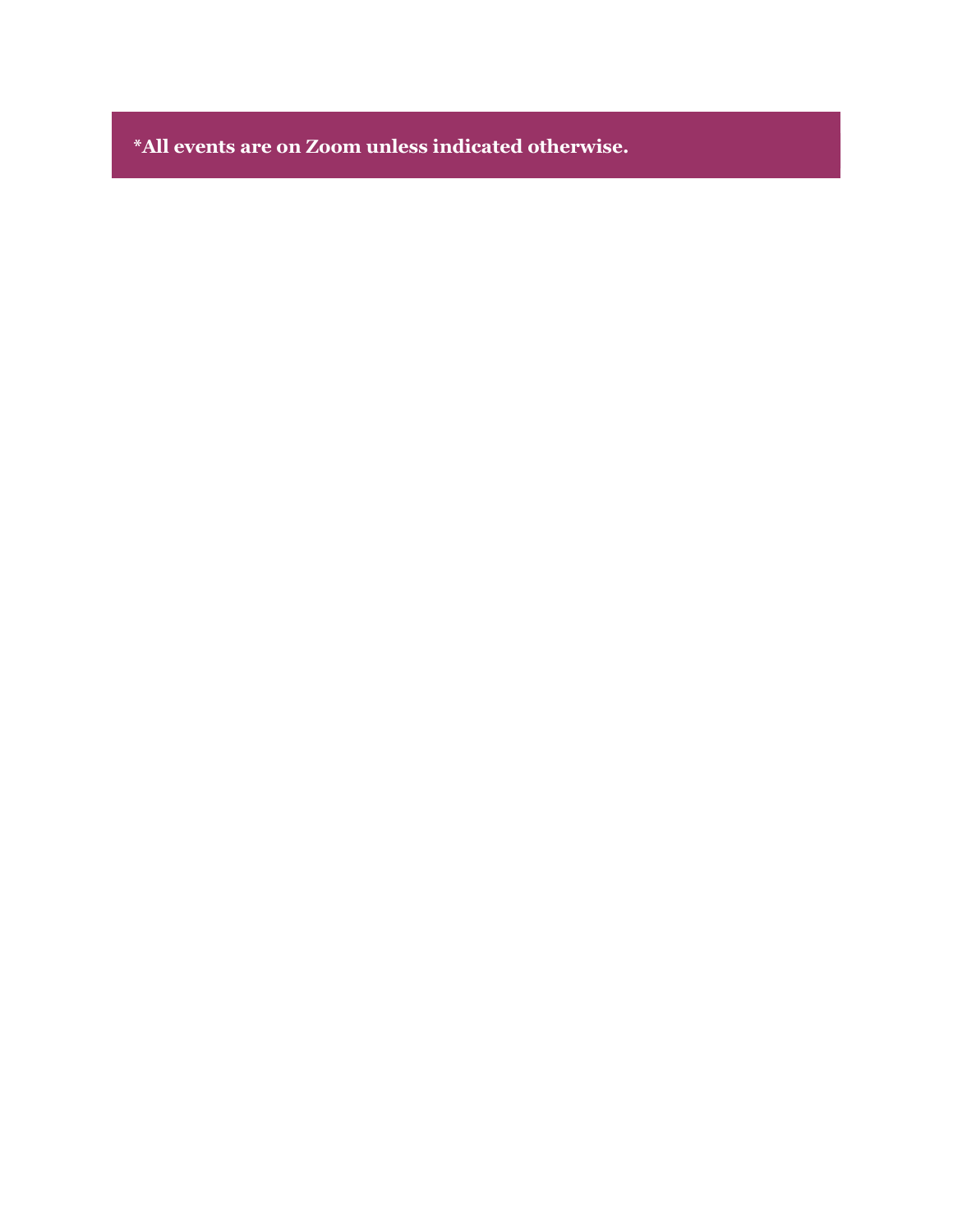**\*All events are on Zoom unless indicated otherwise.**